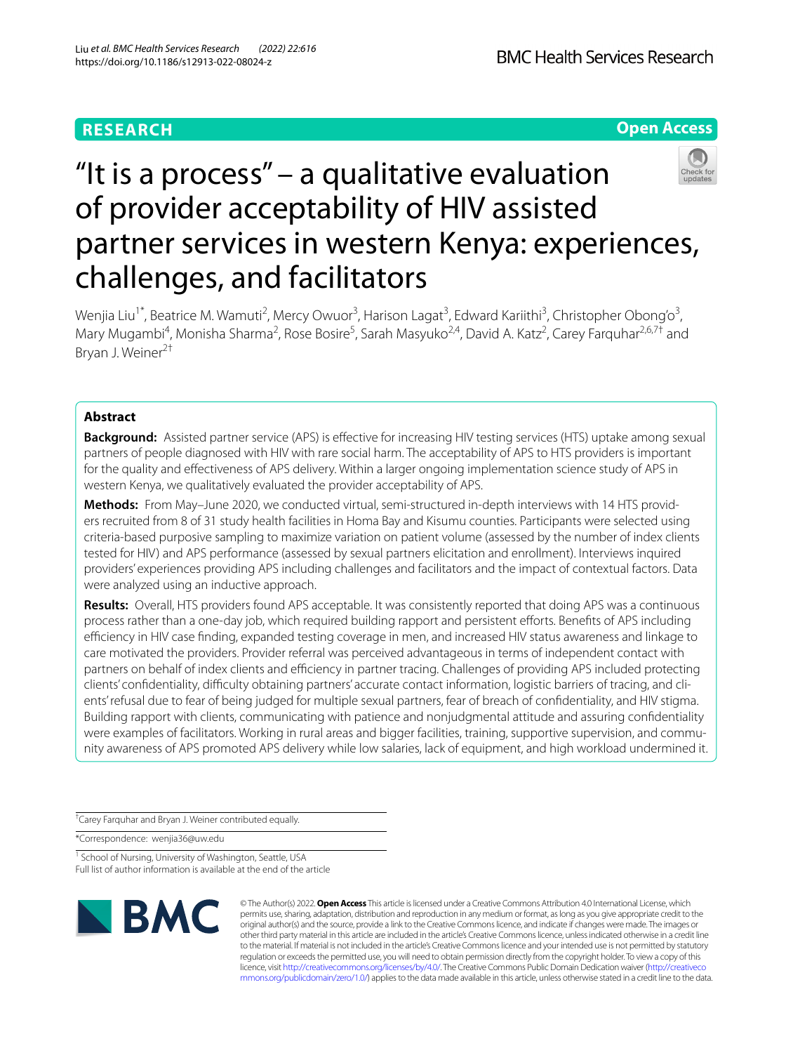RESEARCH

Open Access

# "It is a process" – a qualitative evaluation of provider acceptability of HIV assisted partner services in western Kenya: experiences, challenges, and facilitators

Wenjia Liu[1*], Beatrice M. Wamuti[2], Mercy Owuor[3], Harison Lagat[3], Edward Kariithi[3], Christopher Obong'o[3], Mary Mugambi[4], Monisha Sharma[2], Rose Bosire[5], Sarah Masyuko[2,4], David A. Katz[2], Carey Farquhar[2,6,7†] and Bryan J. Weiner[2†]

## Abstract

**Background:** Assisted partner service (APS) is effective for increasing HIV testing services (HTS) uptake among sexual partners of people diagnosed with HIV with rare social harm. The acceptability of APS to HTS providers is important for the quality and effectiveness of APS delivery. Within a larger ongoing implementation science study of APS in western Kenya, we qualitatively evaluated the provider acceptability of APS.

**Methods:** From May–June 2020, we conducted virtual, semi-structured in-depth interviews with 14 HTS providers recruited from 8 of 31 study health facilities in Homa Bay and Kisumu counties. Participants were selected using criteria-based purposive sampling to maximize variation on patient volume (assessed by the number of index clients tested for HIV) and APS performance (assessed by sexual partners elicitation and enrollment). Interviews inquired providers' experiences providing APS including challenges and facilitators and the impact of contextual factors. Data were analyzed using an inductive approach.

**Results:** Overall, HTS providers found APS acceptable. It was consistently reported that doing APS was a continuous process rather than a one-day job, which required building rapport and persistent efforts. Benefits of APS including efficiency in HIV case finding, expanded testing coverage in men, and increased HIV status awareness and linkage to care motivated the providers. Provider referral was perceived advantageous in terms of independent contact with partners on behalf of index clients and efficiency in partner tracing. Challenges of providing APS included protecting clients' confidentiality, difficulty obtaining partners' accurate contact information, logistic barriers of tracing, and clients' refusal due to fear of being judged for multiple sexual partners, fear of breach of confidentiality, and HIV stigma. Building rapport with clients, communicating with patience and nonjudgmental attitude and assuring confidentiality were examples of facilitators. Working in rural areas and bigger facilities, training, supportive supervision, and community awareness of APS promoted APS delivery while low salaries, lack of equipment, and high workload undermined it.

†Carey Farquhar and Bryan J. Weiner contributed equally.

*Correspondence: wenjia36@uw.edu

[1] School of Nursing, University of Washington, Seattle, USA

Full list of author information is available at the end of the article

© The Author(s) 2022. **Open Access** This article is licensed under a Creative Commons Attribution 4.0 International License, which permits use, sharing, adaptation, distribution and reproduction in any medium or format, as long as you give appropriate credit to the original author(s) and the source, provide a link to the Creative Commons licence, and indicate if changes were made. The images or other third party material in this article are included in the article's Creative Commons licence, unless indicated otherwise in a credit line to the material. If material is not included in the article's Creative Commons licence and your intended use is not permitted by statutory regulation or exceeds the permitted use, you will need to obtain permission directly from the copyright holder. To view a copy of this licence, visit http://creativecommons.org/licenses/by/4.0/. The Creative Commons Public Domain Dedication waiver (http://creativecommons.org/publicdomain/zero/1.0/) applies to the data made available in this article, unless otherwise stated in a credit line to the data.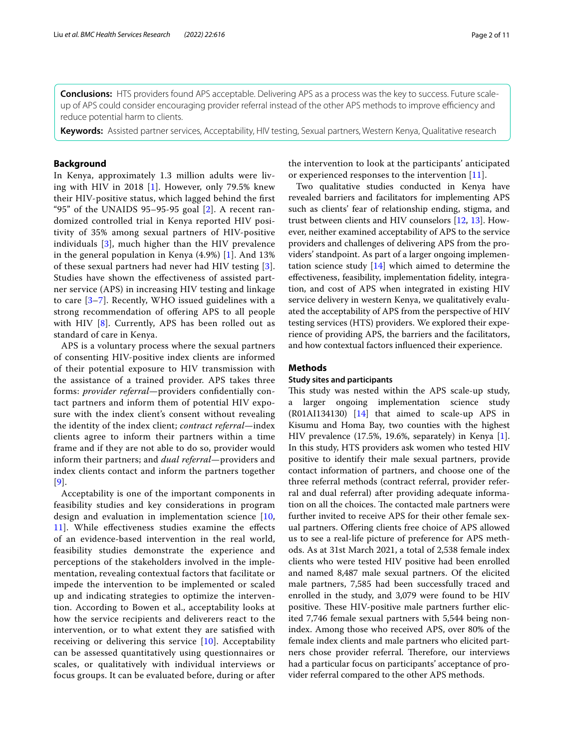**Conclusions:** HTS providers found APS acceptable. Delivering APS as a process was the key to success. Future scale-up of APS could consider encouraging provider referral instead of the other APS methods to improve efficiency and reduce potential harm to clients.

**Keywords:** Assisted partner services, Acceptability, HIV testing, Sexual partners, Western Kenya, Qualitative research

## Background

In Kenya, approximately 1.3 million adults were living with HIV in 2018 [1]. However, only 79.5% knew their HIV-positive status, which lagged behind the first "95" of the UNAIDS 95–95-95 goal [2]. A recent randomized controlled trial in Kenya reported HIV positivity of 35% among sexual partners of HIV-positive individuals [3], much higher than the HIV prevalence in the general population in Kenya (4.9%) [1]. And 13% of these sexual partners had never had HIV testing [3]. Studies have shown the effectiveness of assisted partner service (APS) in increasing HIV testing and linkage to care [3–7]. Recently, WHO issued guidelines with a strong recommendation of offering APS to all people with HIV [8]. Currently, APS has been rolled out as standard of care in Kenya.

APS is a voluntary process where the sexual partners of consenting HIV-positive index clients are informed of their potential exposure to HIV transmission with the assistance of a trained provider. APS takes three forms: *provider referral*—providers confidentially contact partners and inform them of potential HIV exposure with the index client's consent without revealing the identity of the index client; *contract referral*—index clients agree to inform their partners within a time frame and if they are not able to do so, provider would inform their partners; and *dual referral*—providers and index clients contact and inform the partners together [9].

Acceptability is one of the important components in feasibility studies and key considerations in program design and evaluation in implementation science [10, 11]. While effectiveness studies examine the effects of an evidence-based intervention in the real world, feasibility studies demonstrate the experience and perceptions of the stakeholders involved in the implementation, revealing contextual factors that facilitate or impede the intervention to be implemented or scaled up and indicating strategies to optimize the intervention. According to Bowen et al., acceptability looks at how the service recipients and deliverers react to the intervention, or to what extent they are satisfied with receiving or delivering this service [10]. Acceptability can be assessed quantitatively using questionnaires or scales, or qualitatively with individual interviews or focus groups. It can be evaluated before, during or after the intervention to look at the participants' anticipated or experienced responses to the intervention [11].

Two qualitative studies conducted in Kenya have revealed barriers and facilitators for implementing APS such as clients' fear of relationship ending, stigma, and trust between clients and HIV counselors [12, 13]. However, neither examined acceptability of APS to the service providers and challenges of delivering APS from the providers' standpoint. As part of a larger ongoing implementation science study [14] which aimed to determine the effectiveness, feasibility, implementation fidelity, integration, and cost of APS when integrated in existing HIV service delivery in western Kenya, we qualitatively evaluated the acceptability of APS from the perspective of HIV testing services (HTS) providers. We explored their experience of providing APS, the barriers and the facilitators, and how contextual factors influenced their experience.

## Methods

### Study sites and participants

This study was nested within the APS scale-up study, a larger ongoing implementation science study (R01AI134130) [14] that aimed to scale-up APS in Kisumu and Homa Bay, two counties with the highest HIV prevalence (17.5%, 19.6%, separately) in Kenya [1]. In this study, HTS providers ask women who tested HIV positive to identify their male sexual partners, provide contact information of partners, and choose one of the three referral methods (contract referral, provider referral and dual referral) after providing adequate information on all the choices. The contacted male partners were further invited to receive APS for their other female sexual partners. Offering clients free choice of APS allowed us to see a real-life picture of preference for APS methods. As at 31st March 2021, a total of 2,538 female index clients who were tested HIV positive had been enrolled and named 8,487 male sexual partners. Of the elicited male partners, 7,585 had been successfully traced and enrolled in the study, and 3,079 were found to be HIV positive. These HIV-positive male partners further elicited 7,746 female sexual partners with 5,544 being non-index. Among those who received APS, over 80% of the female index clients and male partners who elicited partners chose provider referral. Therefore, our interviews had a particular focus on participants' acceptance of provider referral compared to the other APS methods.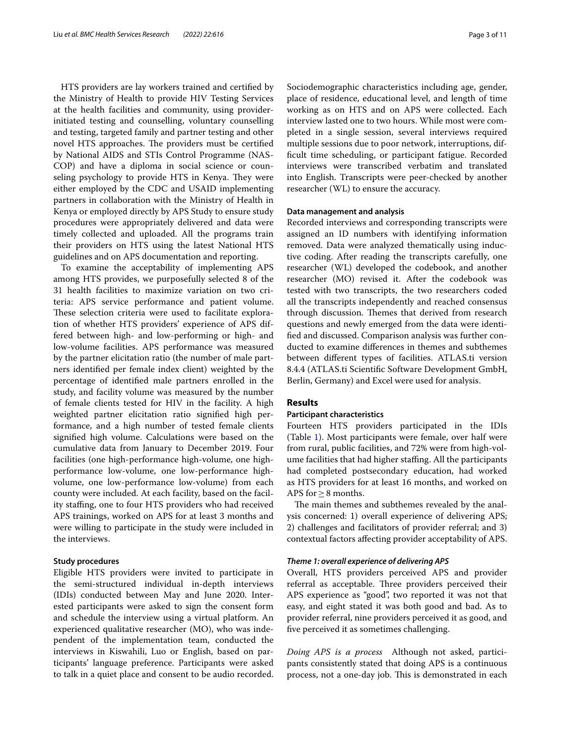HTS providers are lay workers trained and certified by the Ministry of Health to provide HIV Testing Services at the health facilities and community, using provider-initiated testing and counselling, voluntary counselling and testing, targeted family and partner testing and other novel HTS approaches. The providers must be certified by National AIDS and STIs Control Programme (NASCOP) and have a diploma in social science or counseling psychology to provide HTS in Kenya. They were either employed by the CDC and USAID implementing partners in collaboration with the Ministry of Health in Kenya or employed directly by APS Study to ensure study procedures were appropriately delivered and data were timely collected and uploaded. All the programs train their providers on HTS using the latest National HTS guidelines and on APS documentation and reporting.

To examine the acceptability of implementing APS among HTS provides, we purposefully selected 8 of the 31 health facilities to maximize variation on two criteria: APS service performance and patient volume. These selection criteria were used to facilitate exploration of whether HTS providers' experience of APS differed between high- and low-performing or high- and low-volume facilities. APS performance was measured by the partner elicitation ratio (the number of male partners identified per female index client) weighted by the percentage of identified male partners enrolled in the study, and facility volume was measured by the number of female clients tested for HIV in the facility. A high weighted partner elicitation ratio signified high performance, and a high number of tested female clients signified high volume. Calculations were based on the cumulative data from January to December 2019. Four facilities (one high-performance high-volume, one high-performance low-volume, one low-performance high-volume, one low-performance low-volume) from each county were included. At each facility, based on the facility staffing, one to four HTS providers who had received APS trainings, worked on APS for at least 3 months and were willing to participate in the study were included in the interviews.

#### Study procedures

Eligible HTS providers were invited to participate in the semi-structured individual in-depth interviews (IDIs) conducted between May and June 2020. Interested participants were asked to sign the consent form and schedule the interview using a virtual platform. An experienced qualitative researcher (MO), who was independent of the implementation team, conducted the interviews in Kiswahili, Luo or English, based on participants' language preference. Participants were asked to talk in a quiet place and consent to be audio recorded. Sociodemographic characteristics including age, gender, place of residence, educational level, and length of time working as on HTS and on APS were collected. Each interview lasted one to two hours. While most were completed in a single session, several interviews required multiple sessions due to poor network, interruptions, difficult time scheduling, or participant fatigue. Recorded interviews were transcribed verbatim and translated into English. Transcripts were peer-checked by another researcher (WL) to ensure the accuracy.

#### Data management and analysis

Recorded interviews and corresponding transcripts were assigned an ID numbers with identifying information removed. Data were analyzed thematically using inductive coding. After reading the transcripts carefully, one researcher (WL) developed the codebook, and another researcher (MO) revised it. After the codebook was tested with two transcripts, the two researchers coded all the transcripts independently and reached consensus through discussion. Themes that derived from research questions and newly emerged from the data were identified and discussed. Comparison analysis was further conducted to examine differences in themes and subthemes between different types of facilities. ATLAS.ti version 8.4.4 (ATLAS.ti Scientific Software Development GmbH, Berlin, Germany) and Excel were used for analysis.

## Results

#### Participant characteristics

Fourteen HTS providers participated in the IDIs (Table 1). Most participants were female, over half were from rural, public facilities, and 72% were from high-volume facilities that had higher staffing. All the participants had completed postsecondary education, had worked as HTS providers for at least 16 months, and worked on APS for $\geq 8$ months.

The main themes and subthemes revealed by the analysis concerned: 1) overall experience of delivering APS; 2) challenges and facilitators of provider referral; and 3) contextual factors affecting provider acceptability of APS.

#### *Theme 1: overall experience of delivering APS*

Overall, HTS providers perceived APS and provider referral as acceptable. Three providers perceived their APS experience as "good", two reported it was not that easy, and eight stated it was both good and bad. As to provider referral, nine providers perceived it as good, and five perceived it as sometimes challenging.

*Doing APS is a process* Although not asked, participants consistently stated that doing APS is a continuous process, not a one-day job. This is demonstrated in each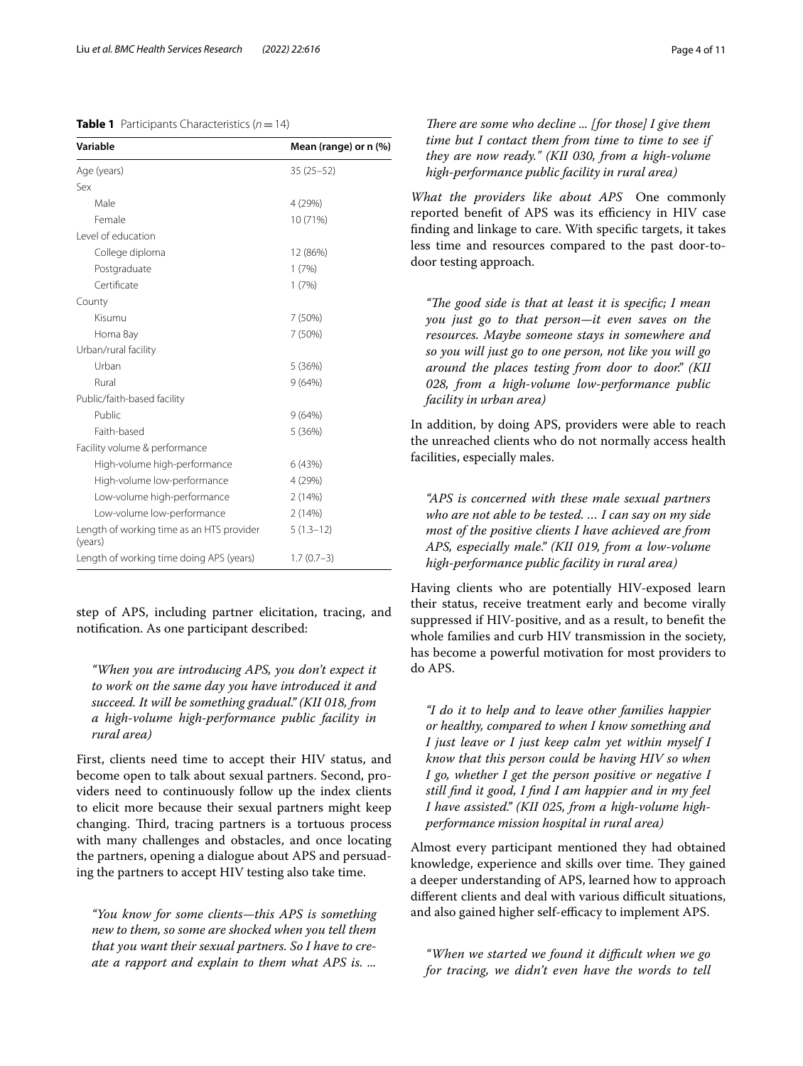**Table 1** Participants Characteristics ($n = 14$)

| Variable | Mean (range) or n (%) |
|---|---|
| Age (years) | 35 (25–52) |
| Sex | |
| Male | 4 (29%) |
| Female | 10 (71%) |
| Level of education | |
| College diploma | 12 (86%) |
| Postgraduate | 1 (7%) |
| Certificate | 1 (7%) |
| County | |
| Kisumu | 7 (50%) |
| Homa Bay | 7 (50%) |
| Urban/rural facility | |
| Urban | 5 (36%) |
| Rural | 9 (64%) |
| Public/faith-based facility | |
| Public | 9 (64%) |
| Faith-based | 5 (36%) |
| Facility volume & performance | |
| High-volume high-performance | 6 (43%) |
| High-volume low-performance | 4 (29%) |
| Low-volume high-performance | 2 (14%) |
| Low-volume low-performance | 2 (14%) |
| Length of working time as an HTS provider (years) | 5 (1.3–12) |
| Length of working time doing APS (years) | 1.7 (0.7–3) |

step of APS, including partner elicitation, tracing, and notification. As one participant described:

> *"When you are introducing APS, you don't expect it to work on the same day you have introduced it and succeed. It will be something gradual." (KII 018, from a high-volume high-performance public facility in rural area)*

First, clients need time to accept their HIV status, and become open to talk about sexual partners. Second, providers need to continuously follow up the index clients to elicit more because their sexual partners might keep changing. Third, tracing partners is a tortuous process with many challenges and obstacles, and once locating the partners, opening a dialogue about APS and persuading the partners to accept HIV testing also take time.

> *"You know for some clients—this APS is something new to them, so some are shocked when you tell them that you want their sexual partners. So I have to create a rapport and explain to them what APS is. ... There are some who decline ... [for those] I give them time but I contact them from time to time to see if they are now ready." (KII 030, from a high-volume high-performance public facility in rural area)*

*What the providers like about APS* One commonly reported benefit of APS was its efficiency in HIV case finding and linkage to care. With specific targets, it takes less time and resources compared to the past door-to-door testing approach.

> *"The good side is that at least it is specific; I mean you just go to that person—it even saves on the resources. Maybe someone stays in somewhere and so you will just go to one person, not like you will go around the places testing from door to door." (KII 028, from a high-volume low-performance public facility in urban area)*

In addition, by doing APS, providers were able to reach the unreached clients who do not normally access health facilities, especially males.

> *"APS is concerned with these male sexual partners who are not able to be tested. ... I can say on my side most of the positive clients I have achieved are from APS, especially male." (KII 019, from a low-volume high-performance public facility in rural area)*

Having clients who are potentially HIV-exposed learn their status, receive treatment early and become virally suppressed if HIV-positive, and as a result, to benefit the whole families and curb HIV transmission in the society, has become a powerful motivation for most providers to do APS.

> *"I do it to help and to leave other families happier or healthy, compared to when I know something and I just leave or I just keep calm yet within myself I know that this person could be having HIV so when I go, whether I get the person positive or negative I still find it good, I find I am happier and in my feel I have assisted." (KII 025, from a high-volume high-performance mission hospital in rural area)*

Almost every participant mentioned they had obtained knowledge, experience and skills over time. They gained a deeper understanding of APS, learned how to approach different clients and deal with various difficult situations, and also gained higher self-efficacy to implement APS.

> *"When we started we found it difficult when we go for tracing, we didn't even have the words to tell*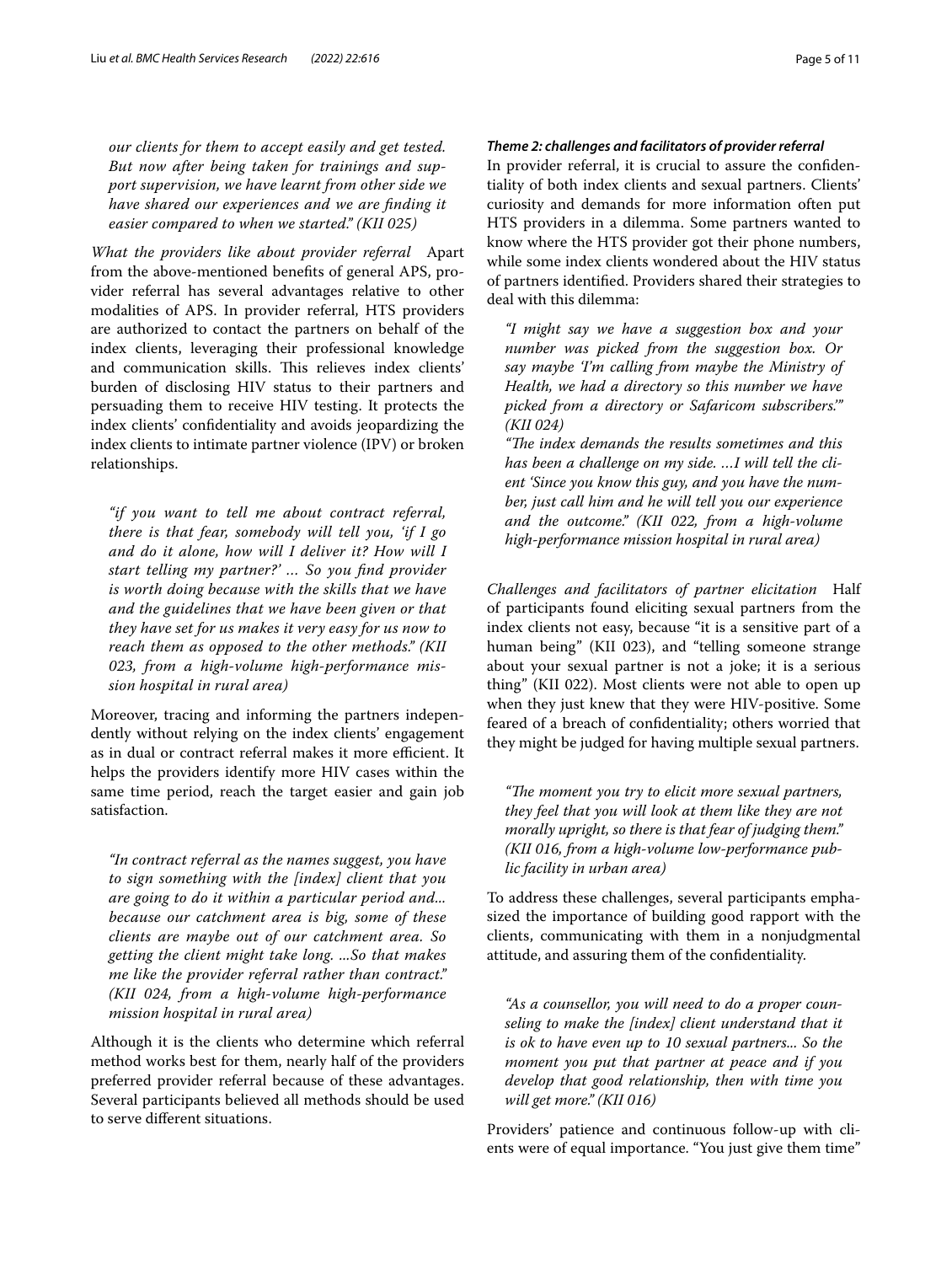*our clients for them to accept easily and get tested. But now after being taken for trainings and support supervision, we have learnt from other side we have shared our experiences and we are finding it easier compared to when we started." (KII 025)*

*What the providers like about provider referral* Apart from the above-mentioned benefits of general APS, provider referral has several advantages relative to other modalities of APS. In provider referral, HTS providers are authorized to contact the partners on behalf of the index clients, leveraging their professional knowledge and communication skills. This relieves index clients' burden of disclosing HIV status to their partners and persuading them to receive HIV testing. It protects the index clients' confidentiality and avoids jeopardizing the index clients to intimate partner violence (IPV) or broken relationships.

> *"if you want to tell me about contract referral, there is that fear, somebody will tell you, 'if I go and do it alone, how will I deliver it? How will I start telling my partner?' … So you find provider is worth doing because with the skills that we have and the guidelines that we have been given or that they have set for us makes it very easy for us now to reach them as opposed to the other methods." (KII 023, from a high-volume high-performance mission hospital in rural area)*

Moreover, tracing and informing the partners independently without relying on the index clients' engagement as in dual or contract referral makes it more efficient. It helps the providers identify more HIV cases within the same time period, reach the target easier and gain job satisfaction.

> *"In contract referral as the names suggest, you have to sign something with the [index] client that you are going to do it within a particular period and... because our catchment area is big, some of these clients are maybe out of our catchment area. So getting the client might take long. ...So that makes me like the provider referral rather than contract." (KII 024, from a high-volume high-performance mission hospital in rural area)*

Although it is the clients who determine which referral method works best for them, nearly half of the providers preferred provider referral because of these advantages. Several participants believed all methods should be used to serve different situations.

#### *Theme 2: challenges and facilitators of provider referral*

In provider referral, it is crucial to assure the confidentiality of both index clients and sexual partners. Clients' curiosity and demands for more information often put HTS providers in a dilemma. Some partners wanted to know where the HTS provider got their phone numbers, while some index clients wondered about the HIV status of partners identified. Providers shared their strategies to deal with this dilemma:

> *"I might say we have a suggestion box and your number was picked from the suggestion box. Or say maybe 'I'm calling from maybe the Ministry of Health, we had a directory so this number we have picked from a directory or Safaricom subscribers.'" (KII 024)*
>
> *"The index demands the results sometimes and this has been a challenge on my side. …I will tell the client 'Since you know this guy, and you have the number, just call him and he will tell you our experience and the outcome." (KII 022, from a high-volume high-performance mission hospital in rural area)*

*Challenges and facilitators of partner elicitation* Half of participants found eliciting sexual partners from the index clients not easy, because "it is a sensitive part of a human being" (KII 023), and "telling someone strange about your sexual partner is not a joke; it is a serious thing" (KII 022). Most clients were not able to open up when they just knew that they were HIV-positive. Some feared of a breach of confidentiality; others worried that they might be judged for having multiple sexual partners.

> *"The moment you try to elicit more sexual partners, they feel that you will look at them like they are not morally upright, so there is that fear of judging them." (KII 016, from a high-volume low-performance public facility in urban area)*

To address these challenges, several participants emphasized the importance of building good rapport with the clients, communicating with them in a nonjudgmental attitude, and assuring them of the confidentiality.

> *"As a counsellor, you will need to do a proper counseling to make the [index] client understand that it is ok to have even up to 10 sexual partners... So the moment you put that partner at peace and if you develop that good relationship, then with time you will get more." (KII 016)*

Providers' patience and continuous follow-up with clients were of equal importance. "You just give them time"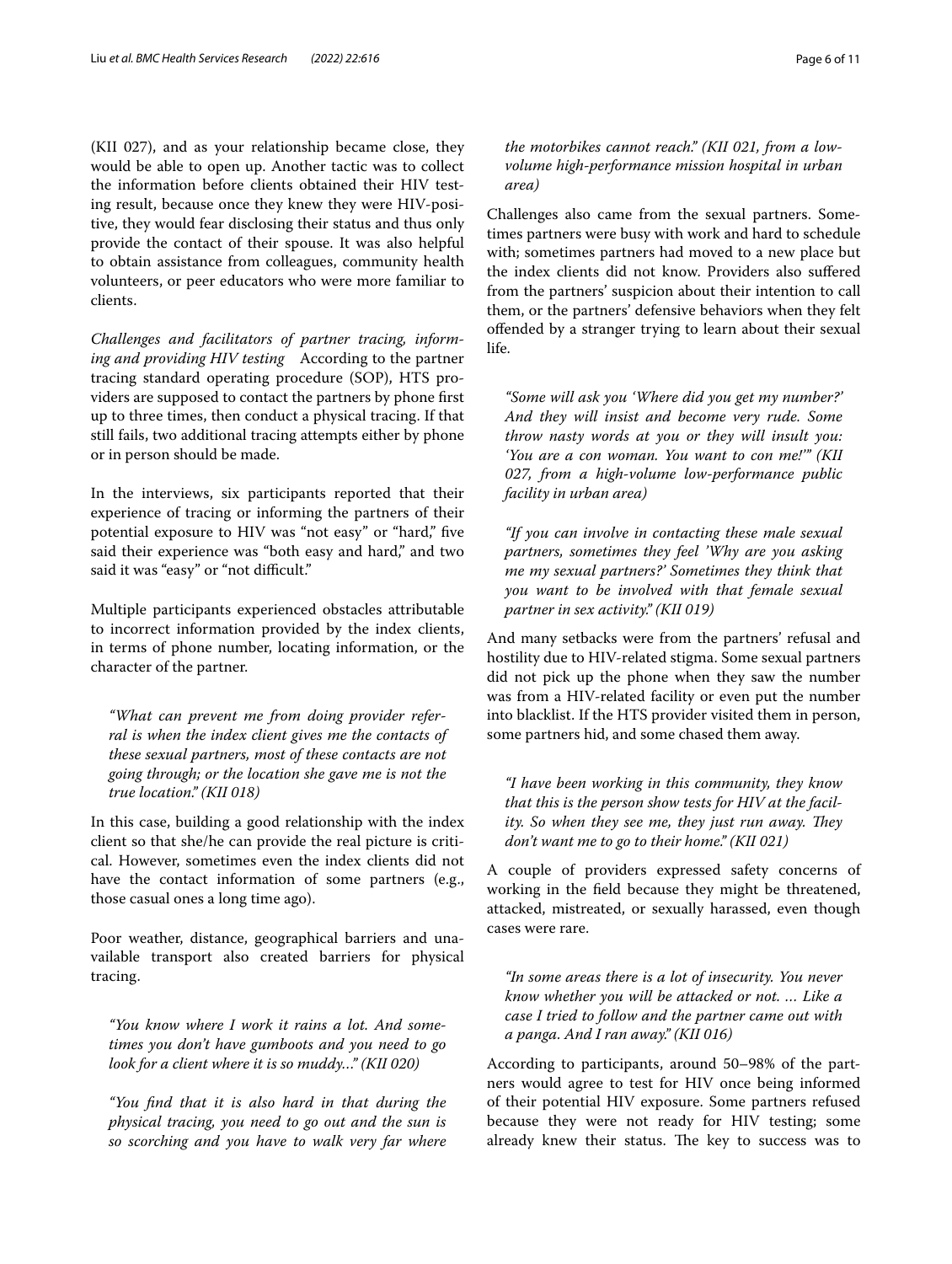(KII 027), and as your relationship became close, they would be able to open up. Another tactic was to collect the information before clients obtained their HIV testing result, because once they knew they were HIV-positive, they would fear disclosing their status and thus only provide the contact of their spouse. It was also helpful to obtain assistance from colleagues, community health volunteers, or peer educators who were more familiar to clients.

*Challenges and facilitators of partner tracing, informing and providing HIV testing* According to the partner tracing standard operating procedure (SOP), HTS providers are supposed to contact the partners by phone first up to three times, then conduct a physical tracing. If that still fails, two additional tracing attempts either by phone or in person should be made.

In the interviews, six participants reported that their experience of tracing or informing the partners of their potential exposure to HIV was "not easy" or "hard," five said their experience was "both easy and hard," and two said it was "easy" or "not difficult."

Multiple participants experienced obstacles attributable to incorrect information provided by the index clients, in terms of phone number, locating information, or the character of the partner.

> *"What can prevent me from doing provider referral is when the index client gives me the contacts of these sexual partners, most of these contacts are not going through; or the location she gave me is not the true location." (KII 018)*

In this case, building a good relationship with the index client so that she/he can provide the real picture is critical. However, sometimes even the index clients did not have the contact information of some partners (e.g., those casual ones a long time ago).

Poor weather, distance, geographical barriers and unavailable transport also created barriers for physical tracing.

> *"You know where I work it rains a lot. And sometimes you don't have gumboots and you need to go look for a client where it is so muddy…" (KII 020)*

> *"You find that it is also hard in that during the physical tracing, you need to go out and the sun is so scorching and you have to walk very far where the motorbikes cannot reach." (KII 021, from a low-volume high-performance mission hospital in urban area)*

Challenges also came from the sexual partners. Sometimes partners were busy with work and hard to schedule with; sometimes partners had moved to a new place but the index clients did not know. Providers also suffered from the partners' suspicion about their intention to call them, or the partners' defensive behaviors when they felt offended by a stranger trying to learn about their sexual life.

> *"Some will ask you 'Where did you get my number?' And they will insist and become very rude. Some throw nasty words at you or they will insult you: 'You are a con woman. You want to con me!'" (KII 027, from a high-volume low-performance public facility in urban area)*

> *"If you can involve in contacting these male sexual partners, sometimes they feel 'Why are you asking me my sexual partners?' Sometimes they think that you want to be involved with that female sexual partner in sex activity." (KII 019)*

And many setbacks were from the partners' refusal and hostility due to HIV-related stigma. Some sexual partners did not pick up the phone when they saw the number was from a HIV-related facility or even put the number into blacklist. If the HTS provider visited them in person, some partners hid, and some chased them away.

> *"I have been working in this community, they know that this is the person show tests for HIV at the facility. So when they see me, they just run away. They don't want me to go to their home." (KII 021)*

A couple of providers expressed safety concerns of working in the field because they might be threatened, attacked, mistreated, or sexually harassed, even though cases were rare.

> *"In some areas there is a lot of insecurity. You never know whether you will be attacked or not. … Like a case I tried to follow and the partner came out with a panga. And I ran away." (KII 016)*

According to participants, around 50–98% of the partners would agree to test for HIV once being informed of their potential HIV exposure. Some partners refused because they were not ready for HIV testing; some already knew their status. The key to success was to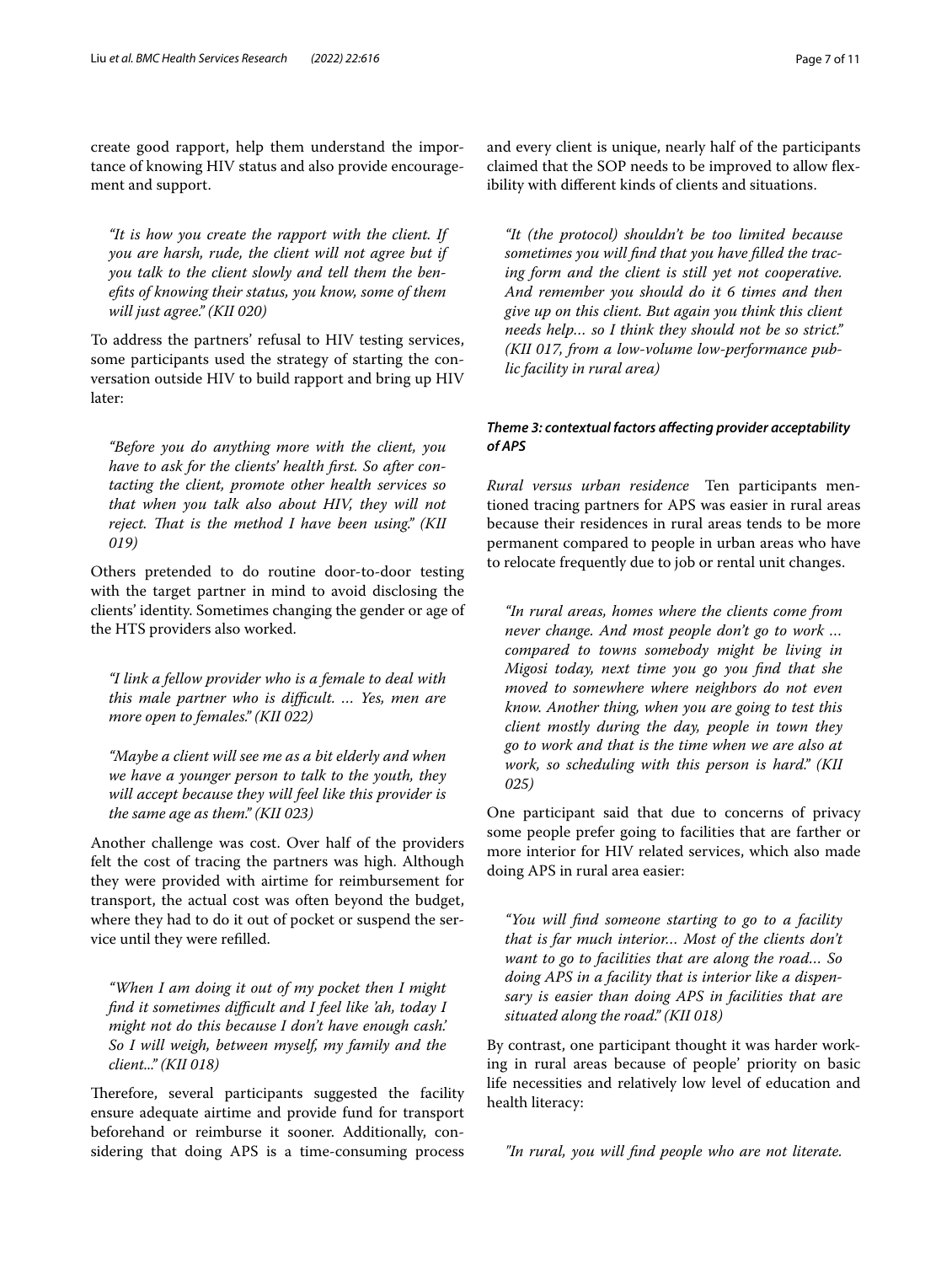create good rapport, help them understand the importance of knowing HIV status and also provide encouragement and support.

> *"It is how you create the rapport with the client. If you are harsh, rude, the client will not agree but if you talk to the client slowly and tell them the benefits of knowing their status, you know, some of them will just agree." (KII 020)*

To address the partners' refusal to HIV testing services, some participants used the strategy of starting the conversation outside HIV to build rapport and bring up HIV later:

> *"Before you do anything more with the client, you have to ask for the clients' health first. So after contacting the client, promote other health services so that when you talk also about HIV, they will not reject. That is the method I have been using." (KII 019)*

Others pretended to do routine door-to-door testing with the target partner in mind to avoid disclosing the clients' identity. Sometimes changing the gender or age of the HTS providers also worked.

> *"I link a fellow provider who is a female to deal with this male partner who is difficult. … Yes, men are more open to females." (KII 022)*

> *"Maybe a client will see me as a bit elderly and when we have a younger person to talk to the youth, they will accept because they will feel like this provider is the same age as them." (KII 023)*

Another challenge was cost. Over half of the providers felt the cost of tracing the partners was high. Although they were provided with airtime for reimbursement for transport, the actual cost was often beyond the budget, where they had to do it out of pocket or suspend the service until they were refilled.

> *"When I am doing it out of my pocket then I might find it sometimes difficult and I feel like 'ah, today I might not do this because I don't have enough cash.' So I will weigh, between myself, my family and the client..." (KII 018)*

Therefore, several participants suggested the facility ensure adequate airtime and provide fund for transport beforehand or reimburse it sooner. Additionally, considering that doing APS is a time-consuming process and every client is unique, nearly half of the participants claimed that the SOP needs to be improved to allow flexibility with different kinds of clients and situations.

> *"It (the protocol) shouldn't be too limited because sometimes you will find that you have filled the tracing form and the client is still yet not cooperative. And remember you should do it 6 times and then give up on this client. But again you think this client needs help… so I think they should not be so strict." (KII 017, from a low-volume low-performance public facility in rural area)*

#### *Theme 3: contextual factors affecting provider acceptability of APS*

*Rural versus urban residence* Ten participants mentioned tracing partners for APS was easier in rural areas because their residences in rural areas tends to be more permanent compared to people in urban areas who have to relocate frequently due to job or rental unit changes.

> *"In rural areas, homes where the clients come from never change. And most people don't go to work … compared to towns somebody might be living in Migosi today, next time you go you find that she moved to somewhere where neighbors do not even know. Another thing, when you are going to test this client mostly during the day, people in town they go to work and that is the time when we are also at work, so scheduling with this person is hard." (KII 025)*

One participant said that due to concerns of privacy some people prefer going to facilities that are farther or more interior for HIV related services, which also made doing APS in rural area easier:

> *"You will find someone starting to go to a facility that is far much interior… Most of the clients don't want to go to facilities that are along the road… So doing APS in a facility that is interior like a dispensary is easier than doing APS in facilities that are situated along the road." (KII 018)*

By contrast, one participant thought it was harder working in rural areas because of people' priority on basic life necessities and relatively low level of education and health literacy:

> *"In rural, you will find people who are not literate.*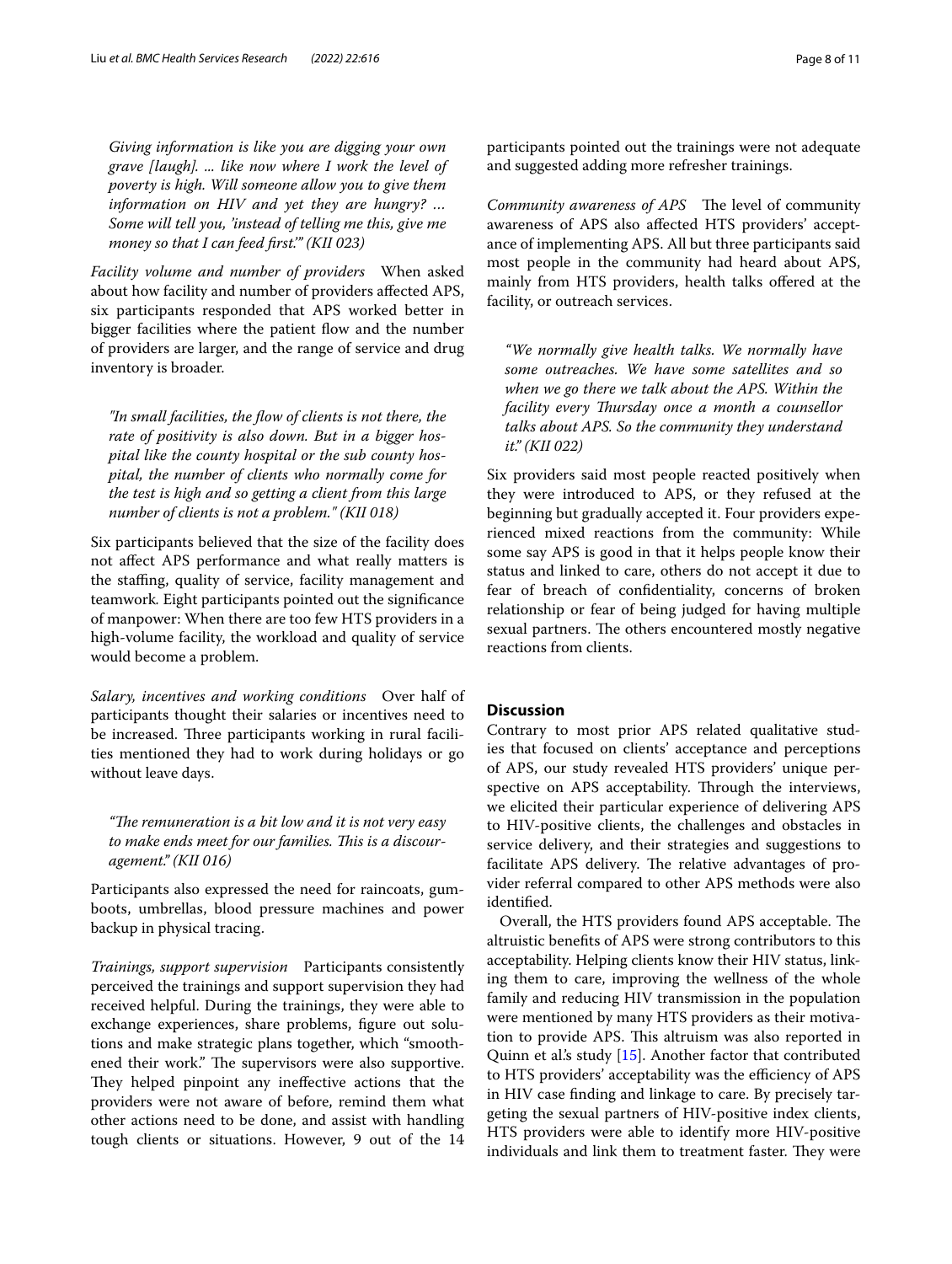*Giving information is like you are digging your own grave [laugh]. ... like now where I work the level of poverty is high. Will someone allow you to give them information on HIV and yet they are hungry? … Some will tell you, 'instead of telling me this, give me money so that I can feed first.'" (KII 023)*

*Facility volume and number of providers* When asked about how facility and number of providers affected APS, six participants responded that APS worked better in bigger facilities where the patient flow and the number of providers are larger, and the range of service and drug inventory is broader.

*"In small facilities, the flow of clients is not there, the rate of positivity is also down. But in a bigger hospital like the county hospital or the sub county hospital, the number of clients who normally come for the test is high and so getting a client from this large number of clients is not a problem." (KII 018)*

Six participants believed that the size of the facility does not affect APS performance and what really matters is the staffing, quality of service, facility management and teamwork. Eight participants pointed out the significance of manpower: When there are too few HTS providers in a high-volume facility, the workload and quality of service would become a problem.

*Salary, incentives and working conditions* Over half of participants thought their salaries or incentives need to be increased. Three participants working in rural facilities mentioned they had to work during holidays or go without leave days.

*"The remuneration is a bit low and it is not very easy to make ends meet for our families. This is a discouragement." (KII 016)*

Participants also expressed the need for raincoats, gumboots, umbrellas, blood pressure machines and power backup in physical tracing.

*Trainings, support supervision* Participants consistently perceived the trainings and support supervision they had received helpful. During the trainings, they were able to exchange experiences, share problems, figure out solutions and make strategic plans together, which "smoothened their work." The supervisors were also supportive. They helped pinpoint any ineffective actions that the providers were not aware of before, remind them what other actions need to be done, and assist with handling tough clients or situations. However, 9 out of the 14 participants pointed out the trainings were not adequate and suggested adding more refresher trainings.

*Community awareness of APS* The level of community awareness of APS also affected HTS providers' acceptance of implementing APS. All but three participants said most people in the community had heard about APS, mainly from HTS providers, health talks offered at the facility, or outreach services.

*"We normally give health talks. We normally have some outreaches. We have some satellites and so when we go there we talk about the APS. Within the facility every Thursday once a month a counsellor talks about APS. So the community they understand it." (KII 022)*

Six providers said most people reacted positively when they were introduced to APS, or they refused at the beginning but gradually accepted it. Four providers experienced mixed reactions from the community: While some say APS is good in that it helps people know their status and linked to care, others do not accept it due to fear of breach of confidentiality, concerns of broken relationship or fear of being judged for having multiple sexual partners. The others encountered mostly negative reactions from clients.

## Discussion

Contrary to most prior APS related qualitative studies that focused on clients' acceptance and perceptions of APS, our study revealed HTS providers' unique perspective on APS acceptability. Through the interviews, we elicited their particular experience of delivering APS to HIV-positive clients, the challenges and obstacles in service delivery, and their strategies and suggestions to facilitate APS delivery. The relative advantages of provider referral compared to other APS methods were also identified.

Overall, the HTS providers found APS acceptable. The altruistic benefits of APS were strong contributors to this acceptability. Helping clients know their HIV status, linking them to care, improving the wellness of the whole family and reducing HIV transmission in the population were mentioned by many HTS providers as their motivation to provide APS. This altruism was also reported in Quinn et al.'s study [15]. Another factor that contributed to HTS providers' acceptability was the efficiency of APS in HIV case finding and linkage to care. By precisely targeting the sexual partners of HIV-positive index clients, HTS providers were able to identify more HIV-positive individuals and link them to treatment faster. They were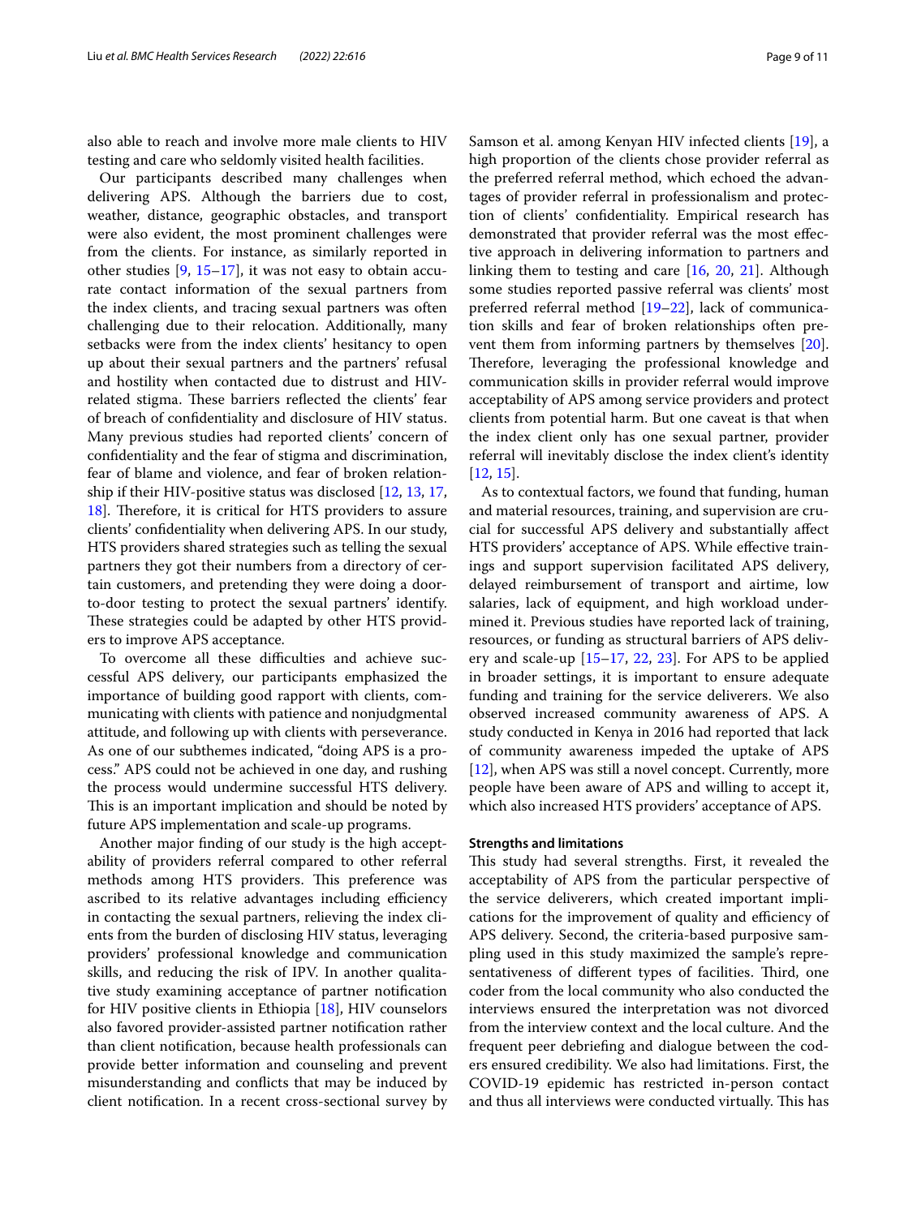also able to reach and involve more male clients to HIV testing and care who seldomly visited health facilities.

Our participants described many challenges when delivering APS. Although the barriers due to cost, weather, distance, geographic obstacles, and transport were also evident, the most prominent challenges were from the clients. For instance, as similarly reported in other studies [9, 15–17], it was not easy to obtain accurate contact information of the sexual partners from the index clients, and tracing sexual partners was often challenging due to their relocation. Additionally, many setbacks were from the index clients' hesitancy to open up about their sexual partners and the partners' refusal and hostility when contacted due to distrust and HIV-related stigma. These barriers reflected the clients' fear of breach of confidentiality and disclosure of HIV status. Many previous studies had reported clients' concern of confidentiality and the fear of stigma and discrimination, fear of blame and violence, and fear of broken relationship if their HIV-positive status was disclosed [12, 13, 17, 18]. Therefore, it is critical for HTS providers to assure clients' confidentiality when delivering APS. In our study, HTS providers shared strategies such as telling the sexual partners they got their numbers from a directory of certain customers, and pretending they were doing a door-to-door testing to protect the sexual partners' identify. These strategies could be adapted by other HTS providers to improve APS acceptance.

To overcome all these difficulties and achieve successful APS delivery, our participants emphasized the importance of building good rapport with clients, communicating with clients with patience and nonjudgmental attitude, and following up with clients with perseverance. As one of our subthemes indicated, "doing APS is a process." APS could not be achieved in one day, and rushing the process would undermine successful HTS delivery. This is an important implication and should be noted by future APS implementation and scale-up programs.

Another major finding of our study is the high acceptability of providers referral compared to other referral methods among HTS providers. This preference was ascribed to its relative advantages including efficiency in contacting the sexual partners, relieving the index clients from the burden of disclosing HIV status, leveraging providers' professional knowledge and communication skills, and reducing the risk of IPV. In another qualitative study examining acceptance of partner notification for HIV positive clients in Ethiopia [18], HIV counselors also favored provider-assisted partner notification rather than client notification, because health professionals can provide better information and counseling and prevent misunderstanding and conflicts that may be induced by client notification. In a recent cross-sectional survey by Samson et al. among Kenyan HIV infected clients [19], a high proportion of the clients chose provider referral as the preferred referral method, which echoed the advantages of provider referral in professionalism and protection of clients' confidentiality. Empirical research has demonstrated that provider referral was the most effective approach in delivering information to partners and linking them to testing and care [16, 20, 21]. Although some studies reported passive referral was clients' most preferred referral method [19–22], lack of communication skills and fear of broken relationships often prevent them from informing partners by themselves [20]. Therefore, leveraging the professional knowledge and communication skills in provider referral would improve acceptability of APS among service providers and protect clients from potential harm. But one caveat is that when the index client only has one sexual partner, provider referral will inevitably disclose the index client's identity [12, 15].

As to contextual factors, we found that funding, human and material resources, training, and supervision are crucial for successful APS delivery and substantially affect HTS providers' acceptance of APS. While effective trainings and support supervision facilitated APS delivery, delayed reimbursement of transport and airtime, low salaries, lack of equipment, and high workload undermined it. Previous studies have reported lack of training, resources, or funding as structural barriers of APS delivery and scale-up [15–17, 22, 23]. For APS to be applied in broader settings, it is important to ensure adequate funding and training for the service deliverers. We also observed increased community awareness of APS. A study conducted in Kenya in 2016 had reported that lack of community awareness impeded the uptake of APS [12], when APS was still a novel concept. Currently, more people have been aware of APS and willing to accept it, which also increased HTS providers' acceptance of APS.

### Strengths and limitations

This study had several strengths. First, it revealed the acceptability of APS from the particular perspective of the service deliverers, which created important implications for the improvement of quality and efficiency of APS delivery. Second, the criteria-based purposive sampling used in this study maximized the sample's representativeness of different types of facilities. Third, one coder from the local community who also conducted the interviews ensured the interpretation was not divorced from the interview context and the local culture. And the frequent peer debriefing and dialogue between the coders ensured credibility. We also had limitations. First, the COVID-19 epidemic has restricted in-person contact and thus all interviews were conducted virtually. This has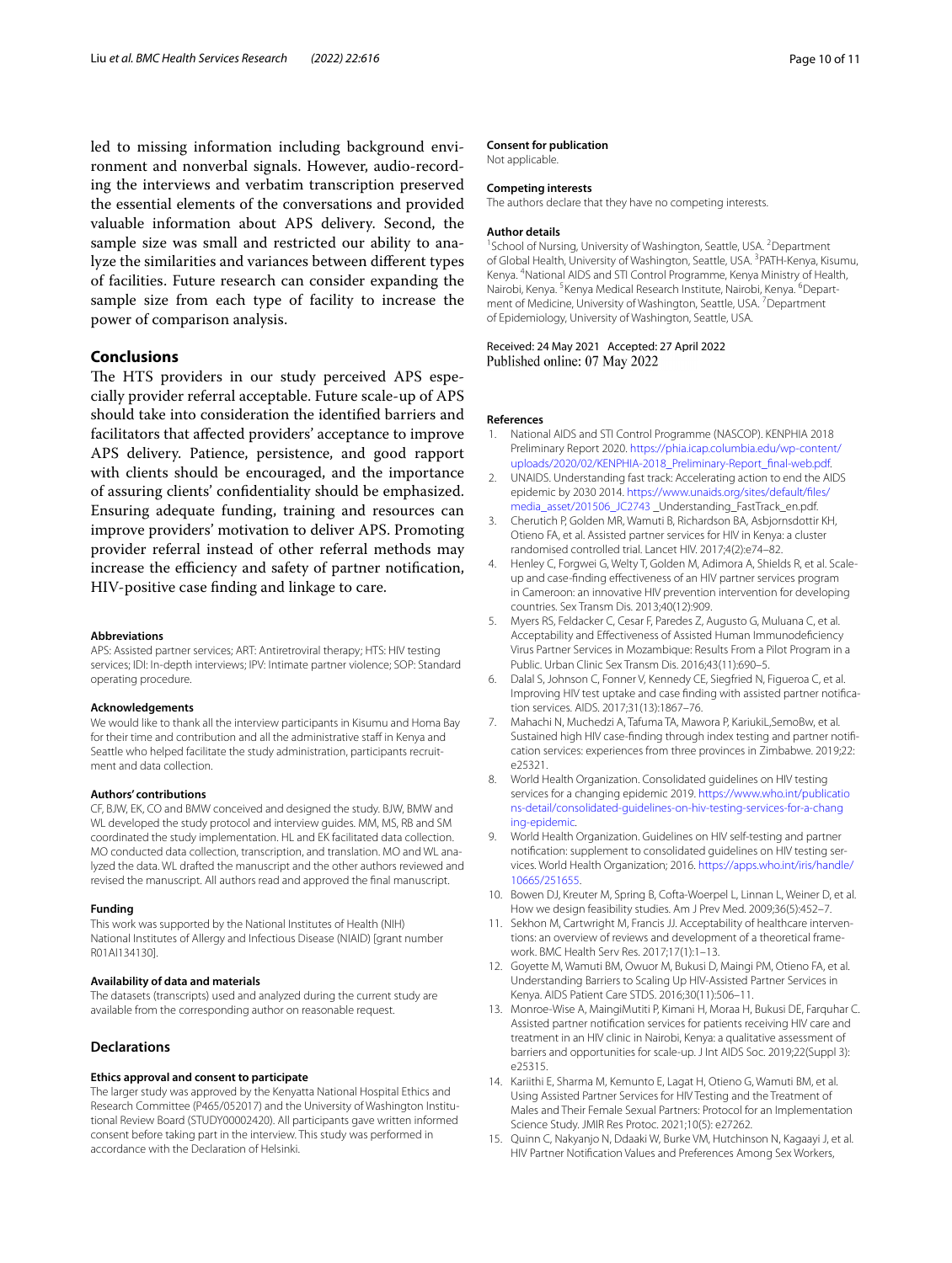led to missing information including background environment and nonverbal signals. However, audio-recording the interviews and verbatim transcription preserved the essential elements of the conversations and provided valuable information about APS delivery. Second, the sample size was small and restricted our ability to analyze the similarities and variances between different types of facilities. Future research can consider expanding the sample size from each type of facility to increase the power of comparison analysis.

## Conclusions

The HTS providers in our study perceived APS especially provider referral acceptable. Future scale-up of APS should take into consideration the identified barriers and facilitators that affected providers' acceptance to improve APS delivery. Patience, persistence, and good rapport with clients should be encouraged, and the importance of assuring clients' confidentiality should be emphasized. Ensuring adequate funding, training and resources can improve providers' motivation to deliver APS. Promoting provider referral instead of other referral methods may increase the efficiency and safety of partner notification, HIV-positive case finding and linkage to care.

#### Abbreviations

APS: Assisted partner services; ART: Antiretroviral therapy; HTS: HIV testing services; IDI: In-depth interviews; IPV: Intimate partner violence; SOP: Standard operating procedure.

#### Acknowledgements

We would like to thank all the interview participants in Kisumu and Homa Bay for their time and contribution and all the administrative staff in Kenya and Seattle who helped facilitate the study administration, participants recruitment and data collection.

#### Authors' contributions

CF, BJW, EK, CO and BMW conceived and designed the study. BJW, BMW and WL developed the study protocol and interview guides. MM, MS, RB and SM coordinated the study implementation. HL and EK facilitated data collection. MO conducted data collection, transcription, and translation. MO and WL analyzed the data. WL drafted the manuscript and the other authors reviewed and revised the manuscript. All authors read and approved the final manuscript.

#### Funding

This work was supported by the National Institutes of Health (NIH) National Institutes of Allergy and Infectious Disease (NIAID) [grant number R01AI134130].

#### Availability of data and materials

The datasets (transcripts) used and analyzed during the current study are available from the corresponding author on reasonable request.

### Declarations

#### Ethics approval and consent to participate

The larger study was approved by the Kenyatta National Hospital Ethics and Research Committee (P465/052017) and the University of Washington Institutional Review Board (STUDY00002420). All participants gave written informed consent before taking part in the interview. This study was performed in accordance with the Declaration of Helsinki.

#### Consent for publication

Not applicable.

#### Competing interests

The authors declare that they have no competing interests.

#### Author details

[1]School of Nursing, University of Washington, Seattle, USA. [2]Department of Global Health, University of Washington, Seattle, USA. [3]PATH-Kenya, Kisumu, Kenya. [4]National AIDS and STI Control Programme, Kenya Ministry of Health, Nairobi, Kenya. [5]Kenya Medical Research Institute, Nairobi, Kenya. [6]Department of Medicine, University of Washington, Seattle, USA. [7]Department of Epidemiology, University of Washington, Seattle, USA.

Received: 24 May 2021 Accepted: 27 April 2022
Published online: 07 May 2022

#### References

1. National AIDS and STI Control Programme (NASCOP). KENPHIA 2018 Preliminary Report 2020. https://phia.icap.columbia.edu/wp-content/uploads/2020/02/KENPHIA-2018_Preliminary-Report_final-web.pdf.
2. UNAIDS. Understanding fast track: Accelerating action to end the AIDS epidemic by 2030 2014. https://www.unaids.org/sites/default/files/media_asset/201506_JC2743 _Understanding_FastTrack_en.pdf.
3. Cherutich P, Golden MR, Wamuti B, Richardson BA, Asbjornsdottir KH, Otieno FA, et al. Assisted partner services for HIV in Kenya: a cluster randomised controlled trial. Lancet HIV. 2017;4(2):e74–82.
4. Henley C, Forgwei G, Welty T, Golden M, Adimora A, Shields R, et al. Scale-up and case-finding effectiveness of an HIV partner services program in Cameroon: an innovative HIV prevention intervention for developing countries. Sex Transm Dis. 2013;40(12):909.
5. Myers RS, Feldacker C, Cesar F, Paredes Z, Augusto G, Muluana C, et al. Acceptability and Effectiveness of Assisted Human Immunodeficiency Virus Partner Services in Mozambique: Results From a Pilot Program in a Public. Urban Clinic Sex Transm Dis. 2016;43(11):690–5.
6. Dalal S, Johnson C, Fonner V, Kennedy CE, Siegfried N, Figueroa C, et al. Improving HIV test uptake and case finding with assisted partner notification services. AIDS. 2017;31(13):1867–76.
7. Mahachi N, Muchedzi A, Tafuma TA, Mawora P, KariukiL,SemoBw, et al. Sustained high HIV case-finding through index testing and partner notification services: experiences from three provinces in Zimbabwe. 2019;22: e25321.
8. World Health Organization. Consolidated guidelines on HIV testing services for a changing epidemic 2019. https://www.who.int/publications-detail/consolidated-guidelines-on-hiv-testing-services-for-a-changing-epidemic.
9. World Health Organization. Guidelines on HIV self-testing and partner notification: supplement to consolidated guidelines on HIV testing services. World Health Organization; 2016. https://apps.who.int/iris/handle/10665/251655.
10. Bowen DJ, Kreuter M, Spring B, Cofta-Woerpel L, Linnan L, Weiner D, et al. How we design feasibility studies. Am J Prev Med. 2009;36(5):452–7.
11. Sekhon M, Cartwright M, Francis JJ. Acceptability of healthcare interventions: an overview of reviews and development of a theoretical framework. BMC Health Serv Res. 2017;17(1):1–13.
12. Goyette M, Wamuti BM, Owuor M, Bukusi D, Maingi PM, Otieno FA, et al. Understanding Barriers to Scaling Up HIV-Assisted Partner Services in Kenya. AIDS Patient Care STDS. 2016;30(11):506–11.
13. Monroe-Wise A, MaingiMutiti P, Kimani H, Moraa H, Bukusi DE, Farquhar C. Assisted partner notification services for patients receiving HIV care and treatment in an HIV clinic in Nairobi, Kenya: a qualitative assessment of barriers and opportunities for scale-up. J Int AIDS Soc. 2019;22(Suppl 3): e25315.
14. Kariithi E, Sharma M, Kemunto E, Lagat H, Otieno G, Wamuti BM, et al. Using Assisted Partner Services for HIV Testing and the Treatment of Males and Their Female Sexual Partners: Protocol for an Implementation Science Study. JMIR Res Protoc. 2021;10(5): e27262.
15. Quinn C, Nakyanjo N, Ddaaki W, Burke VM, Hutchinson N, Kagaayi J, et al. HIV Partner Notification Values and Preferences Among Sex Workers,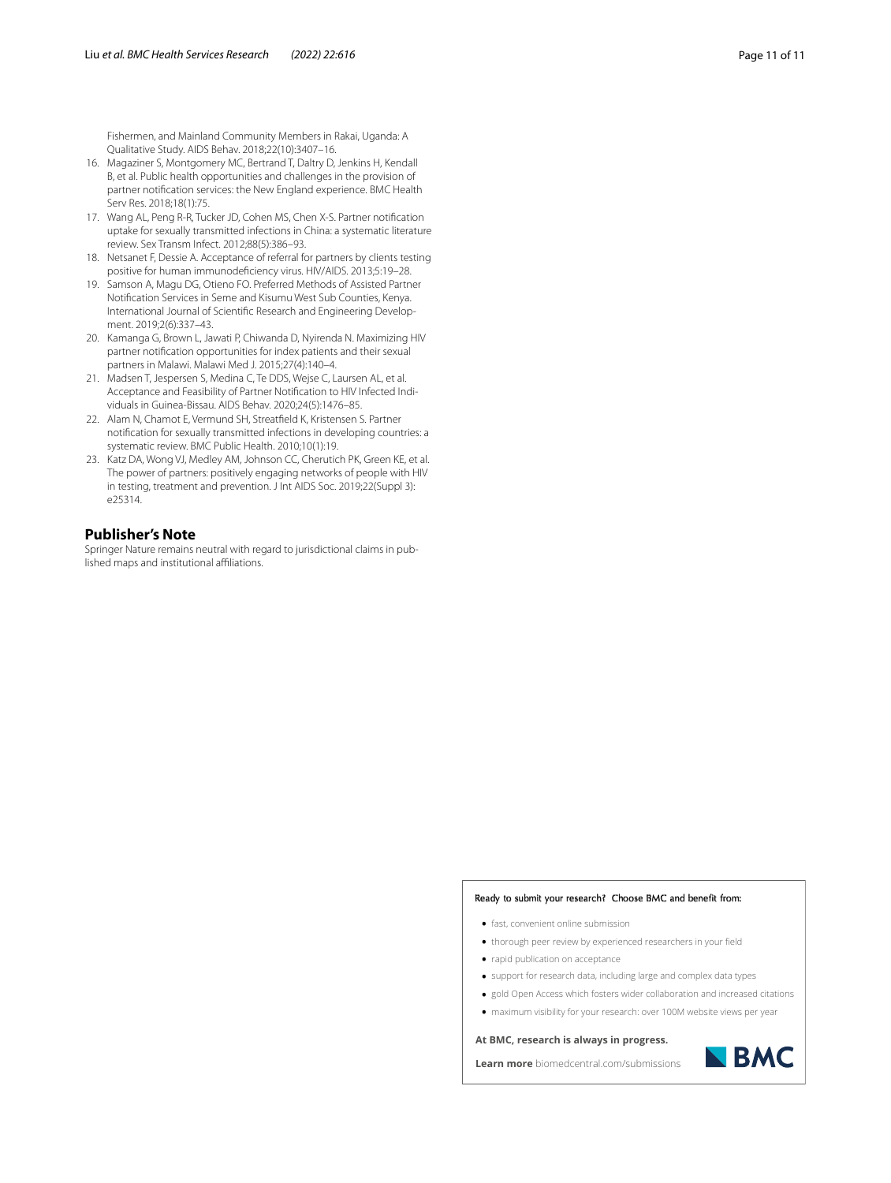Fishermen, and Mainland Community Members in Rakai, Uganda: A Qualitative Study. AIDS Behav. 2018;22(10):3407–16.

16. Magaziner S, Montgomery MC, Bertrand T, Daltry D, Jenkins H, Kendall B, et al. Public health opportunities and challenges in the provision of partner notification services: the New England experience. BMC Health Serv Res. 2018;18(1):75.
17. Wang AL, Peng R-R, Tucker JD, Cohen MS, Chen X-S. Partner notification uptake for sexually transmitted infections in China: a systematic literature review. Sex Transm Infect. 2012;88(5):386–93.
18. Netsanet F, Dessie A. Acceptance of referral for partners by clients testing positive for human immunodeficiency virus. HIV/AIDS. 2013;5:19–28.
19. Samson A, Magu DG, Otieno FO. Preferred Methods of Assisted Partner Notification Services in Seme and Kisumu West Sub Counties, Kenya. International Journal of Scientific Research and Engineering Development. 2019;2(6):337–43.
20. Kamanga G, Brown L, Jawati P, Chiwanda D, Nyirenda N. Maximizing HIV partner notification opportunities for index patients and their sexual partners in Malawi. Malawi Med J. 2015;27(4):140–4.
21. Madsen T, Jespersen S, Medina C, Te DDS, Wejse C, Laursen AL, et al. Acceptance and Feasibility of Partner Notification to HIV Infected Individuals in Guinea-Bissau. AIDS Behav. 2020;24(5):1476–85.
22. Alam N, Chamot E, Vermund SH, Streatfield K, Kristensen S. Partner notification for sexually transmitted infections in developing countries: a systematic review. BMC Public Health. 2010;10(1):19.
23. Katz DA, Wong VJ, Medley AM, Johnson CC, Cherutich PK, Green KE, et al. The power of partners: positively engaging networks of people with HIV in testing, treatment and prevention. J Int AIDS Soc. 2019;22(Suppl 3):e25314.

## Publisher's Note

Springer Nature remains neutral with regard to jurisdictional claims in published maps and institutional affiliations.

Ready to submit your research? Choose BMC and benefit from:

- fast, convenient online submission
- thorough peer review by experienced researchers in your field
- rapid publication on acceptance
- support for research data, including large and complex data types
- gold Open Access which fosters wider collaboration and increased citations
- maximum visibility for your research: over 100M website views per year

**At BMC, research is always in progress.**

**Learn more** biomedcentral.com/submissions

BMC